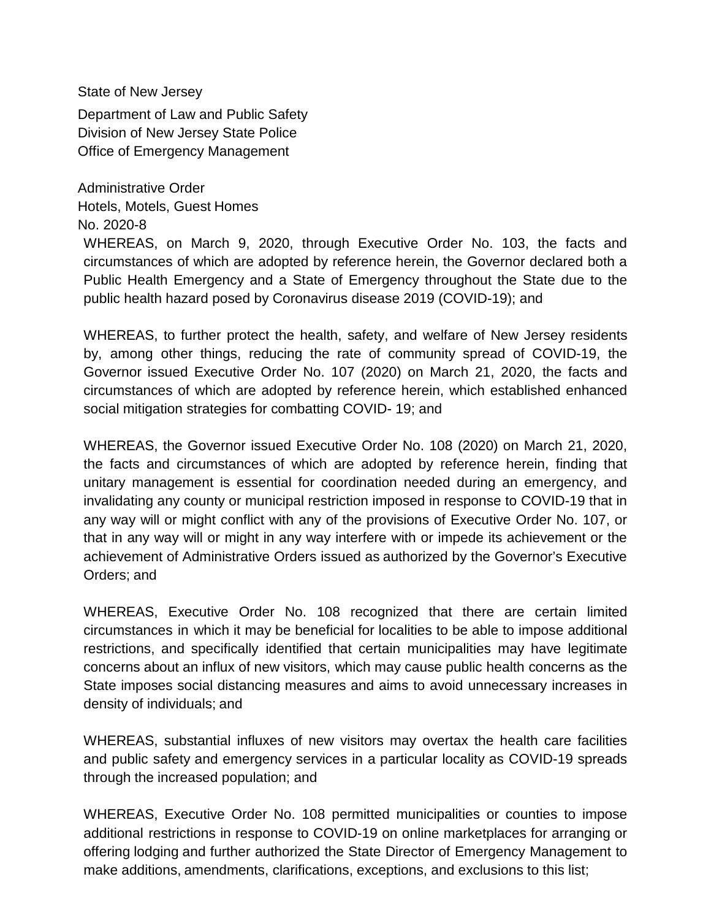State of New Jersey

Department of Law and Public Safety
Division of New Jersey State Police
Office of Emergency Management

Administrative Order
Hotels, Motels, Guest Homes
No. 2020-8

WHEREAS, on March 9, 2020, through Executive Order No. 103, the facts and circumstances of which are adopted by reference herein, the Governor declared both a Public Health Emergency and a State of Emergency throughout the State due to the public health hazard posed by Coronavirus disease 2019 (COVID-19); and

WHEREAS, to further protect the health, safety, and welfare of New Jersey residents by, among other things, reducing the rate of community spread of COVID-19, the Governor issued Executive Order No. 107 (2020) on March 21, 2020, the facts and circumstances of which are adopted by reference herein, which established enhanced social mitigation strategies for combatting COVID- 19; and

WHEREAS, the Governor issued Executive Order No. 108 (2020) on March 21, 2020, the facts and circumstances of which are adopted by reference herein, finding that unitary management is essential for coordination needed during an emergency, and invalidating any county or municipal restriction imposed in response to COVID-19 that in any way will or might conflict with any of the provisions of Executive Order No. 107, or that in any way will or might in any way interfere with or impede its achievement or the achievement of Administrative Orders issued as authorized by the Governor's Executive Orders; and

WHEREAS, Executive Order No. 108 recognized that there are certain limited circumstances in which it may be beneficial for localities to be able to impose additional restrictions, and specifically identified that certain municipalities may have legitimate concerns about an influx of new visitors, which may cause public health concerns as the State imposes social distancing measures and aims to avoid unnecessary increases in density of individuals; and

WHEREAS, substantial influxes of new visitors may overtax the health care facilities and public safety and emergency services in a particular locality as COVID-19 spreads through the increased population; and

WHEREAS, Executive Order No. 108 permitted municipalities or counties to impose additional restrictions in response to COVID-19 on online marketplaces for arranging or offering lodging and further authorized the State Director of Emergency Management to make additions, amendments, clarifications, exceptions, and exclusions to this list;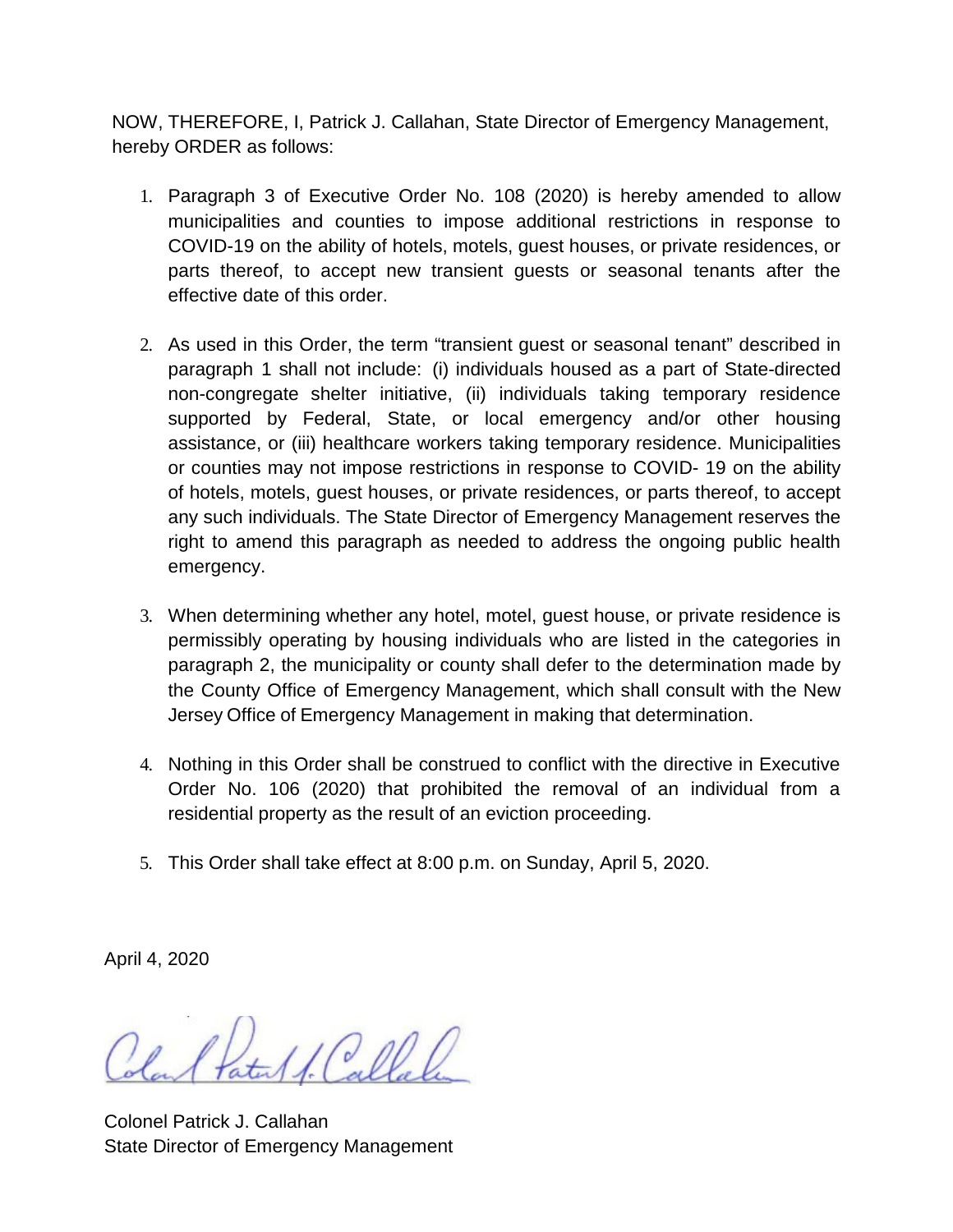NOW, THEREFORE, I, Patrick J. Callahan, State Director of Emergency Management, hereby ORDER as follows:

1. Paragraph 3 of Executive Order No. 108 (2020) is hereby amended to allow municipalities and counties to impose additional restrictions in response to COVID-19 on the ability of hotels, motels, guest houses, or private residences, or parts thereof, to accept new transient guests or seasonal tenants after the effective date of this order.

2. As used in this Order, the term "transient guest or seasonal tenant" described in paragraph 1 shall not include: (i) individuals housed as a part of State-directed non-congregate shelter initiative, (ii) individuals taking temporary residence supported by Federal, State, or local emergency and/or other housing assistance, or (iii) healthcare workers taking temporary residence. Municipalities or counties may not impose restrictions in response to COVID- 19 on the ability of hotels, motels, guest houses, or private residences, or parts thereof, to accept any such individuals. The State Director of Emergency Management reserves the right to amend this paragraph as needed to address the ongoing public health emergency.

3. When determining whether any hotel, motel, guest house, or private residence is permissibly operating by housing individuals who are listed in the categories in paragraph 2, the municipality or county shall defer to the determination made by the County Office of Emergency Management, which shall consult with the New Jersey Office of Emergency Management in making that determination.

4. Nothing in this Order shall be construed to conflict with the directive in Executive Order No. 106 (2020) that prohibited the removal of an individual from a residential property as the result of an eviction proceeding.

5. This Order shall take effect at 8:00 p.m. on Sunday, April 5, 2020.

April 4, 2020

Colonel Patrick J. Callahan
State Director of Emergency Management